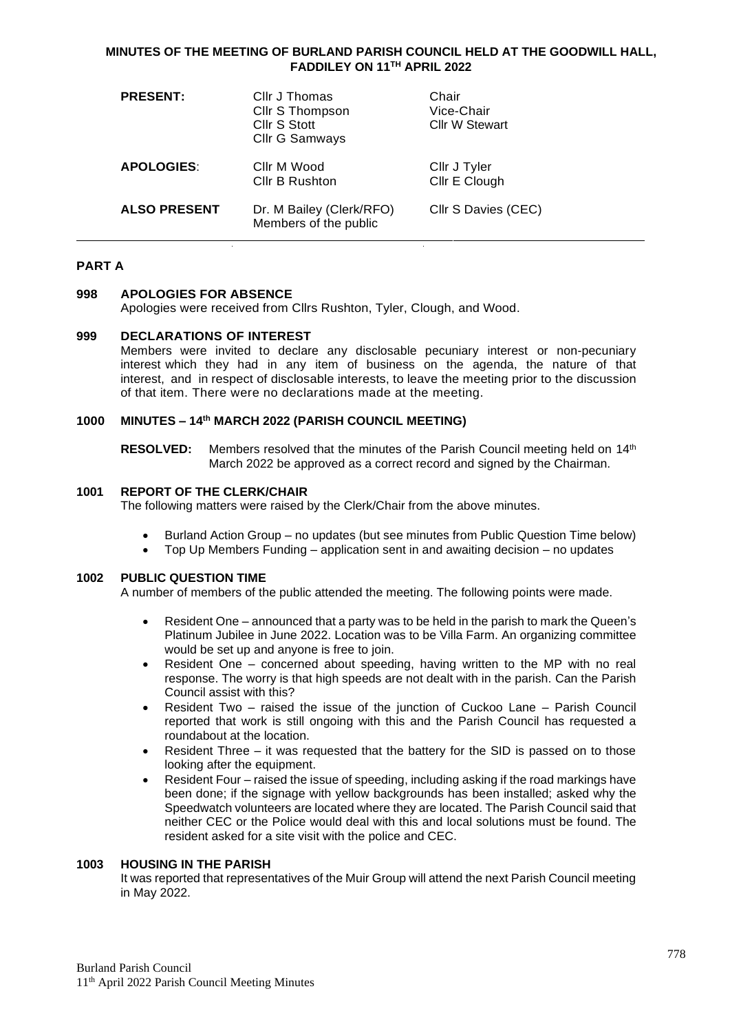# MINUTES OF THE MEETING OF BURLAND PARISH COUNCIL HELD AT THE GOODWILL HALL, FADDILEY ON 11TH APRIL 2022

| | | |
|---|---|---|
| **PRESENT:** | Cllr J Thomas | Chair |
| | Cllr S Thompson | Vice-Chair |
| | Cllr S Stott | Cllr W Stewart |
| | Cllr G Samways | |
| **APOLOGIES**: | Cllr M Wood | Cllr J Tyler |
| | Cllr B Rushton | Cllr E Clough |
| **ALSO PRESENT** | Dr. M Bailey (Clerk/RFO) | Cllr S Davies (CEC) |
| | Members of the public | |

## PART A

### 998 APOLOGIES FOR ABSENCE

Apologies were received from Cllrs Rushton, Tyler, Clough, and Wood.

### 999 DECLARATIONS OF INTEREST

Members were invited to declare any disclosable pecuniary interest or non-pecuniary interest which they had in any item of business on the agenda, the nature of that interest, and in respect of disclosable interests, to leave the meeting prior to the discussion of that item. There were no declarations made at the meeting.

### 1000 MINUTES – 14th MARCH 2022 (PARISH COUNCIL MEETING)

**RESOLVED:** Members resolved that the minutes of the Parish Council meeting held on 14th March 2022 be approved as a correct record and signed by the Chairman.

### 1001 REPORT OF THE CLERK/CHAIR

The following matters were raised by the Clerk/Chair from the above minutes.

- Burland Action Group – no updates (but see minutes from Public Question Time below)
- Top Up Members Funding – application sent in and awaiting decision – no updates

### 1002 PUBLIC QUESTION TIME

A number of members of the public attended the meeting. The following points were made.

- Resident One – announced that a party was to be held in the parish to mark the Queen's Platinum Jubilee in June 2022. Location was to be Villa Farm. An organizing committee would be set up and anyone is free to join.
- Resident One – concerned about speeding, having written to the MP with no real response. The worry is that high speeds are not dealt with in the parish. Can the Parish Council assist with this?
- Resident Two – raised the issue of the junction of Cuckoo Lane – Parish Council reported that work is still ongoing with this and the Parish Council has requested a roundabout at the location.
- Resident Three – it was requested that the battery for the SID is passed on to those looking after the equipment.
- Resident Four – raised the issue of speeding, including asking if the road markings have been done; if the signage with yellow backgrounds has been installed; asked why the Speedwatch volunteers are located where they are located. The Parish Council said that neither CEC or the Police would deal with this and local solutions must be found. The resident asked for a site visit with the police and CEC.

### 1003 HOUSING IN THE PARISH

It was reported that representatives of the Muir Group will attend the next Parish Council meeting in May 2022.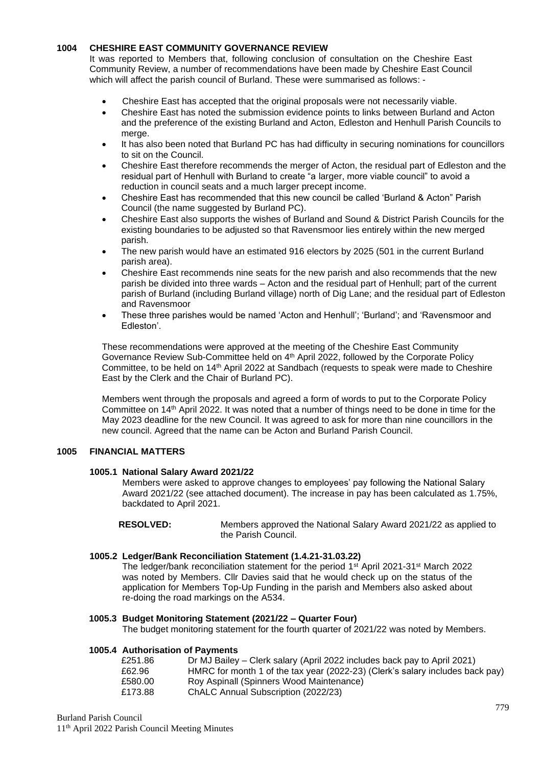### 1004 CHESHIRE EAST COMMUNITY GOVERNANCE REVIEW

It was reported to Members that, following conclusion of consultation on the Cheshire East Community Review, a number of recommendations have been made by Cheshire East Council which will affect the parish council of Burland. These were summarised as follows: -

- Cheshire East has accepted that the original proposals were not necessarily viable.
- Cheshire East has noted the submission evidence points to links between Burland and Acton and the preference of the existing Burland and Acton, Edleston and Henhull Parish Councils to merge.
- It has also been noted that Burland PC has had difficulty in securing nominations for councillors to sit on the Council.
- Cheshire East therefore recommends the merger of Acton, the residual part of Edleston and the residual part of Henhull with Burland to create "a larger, more viable council" to avoid a reduction in council seats and a much larger precept income.
- Cheshire East has recommended that this new council be called 'Burland & Acton" Parish Council (the name suggested by Burland PC).
- Cheshire East also supports the wishes of Burland and Sound & District Parish Councils for the existing boundaries to be adjusted so that Ravensmoor lies entirely within the new merged parish.
- The new parish would have an estimated 916 electors by 2025 (501 in the current Burland parish area).
- Cheshire East recommends nine seats for the new parish and also recommends that the new parish be divided into three wards – Acton and the residual part of Henhull; part of the current parish of Burland (including Burland village) north of Dig Lane; and the residual part of Edleston and Ravensmoor
- These three parishes would be named 'Acton and Henhull'; 'Burland'; and 'Ravensmoor and Edleston'.

These recommendations were approved at the meeting of the Cheshire East Community Governance Review Sub-Committee held on 4th April 2022, followed by the Corporate Policy Committee, to be held on 14th April 2022 at Sandbach (requests to speak were made to Cheshire East by the Clerk and the Chair of Burland PC).

Members went through the proposals and agreed a form of words to put to the Corporate Policy Committee on 14th April 2022. It was noted that a number of things need to be done in time for the May 2023 deadline for the new Council. It was agreed to ask for more than nine councillors in the new council. Agreed that the name can be Acton and Burland Parish Council.

### 1005 FINANCIAL MATTERS

#### 1005.1 National Salary Award 2021/22

Members were asked to approve changes to employees' pay following the National Salary Award 2021/22 (see attached document). The increase in pay has been calculated as 1.75%, backdated to April 2021.

**RESOLVED:** Members approved the National Salary Award 2021/22 as applied to the Parish Council.

#### 1005.2 Ledger/Bank Reconciliation Statement (1.4.21-31.03.22)

The ledger/bank reconciliation statement for the period 1st April 2021-31st March 2022 was noted by Members. Cllr Davies said that he would check up on the status of the application for Members Top-Up Funding in the parish and Members also asked about re-doing the road markings on the A534.

#### 1005.3 Budget Monitoring Statement (2021/22 – Quarter Four)

The budget monitoring statement for the fourth quarter of 2021/22 was noted by Members.

#### 1005.4 Authorisation of Payments

| | |
|---|---|
| £251.86 | Dr MJ Bailey – Clerk salary (April 2022 includes back pay to April 2021) |
| £62.96 | HMRC for month 1 of the tax year (2022-23) (Clerk's salary includes back pay) |
| £580.00 | Roy Aspinall (Spinners Wood Maintenance) |
| £173.88 | ChALC Annual Subscription (2022/23) |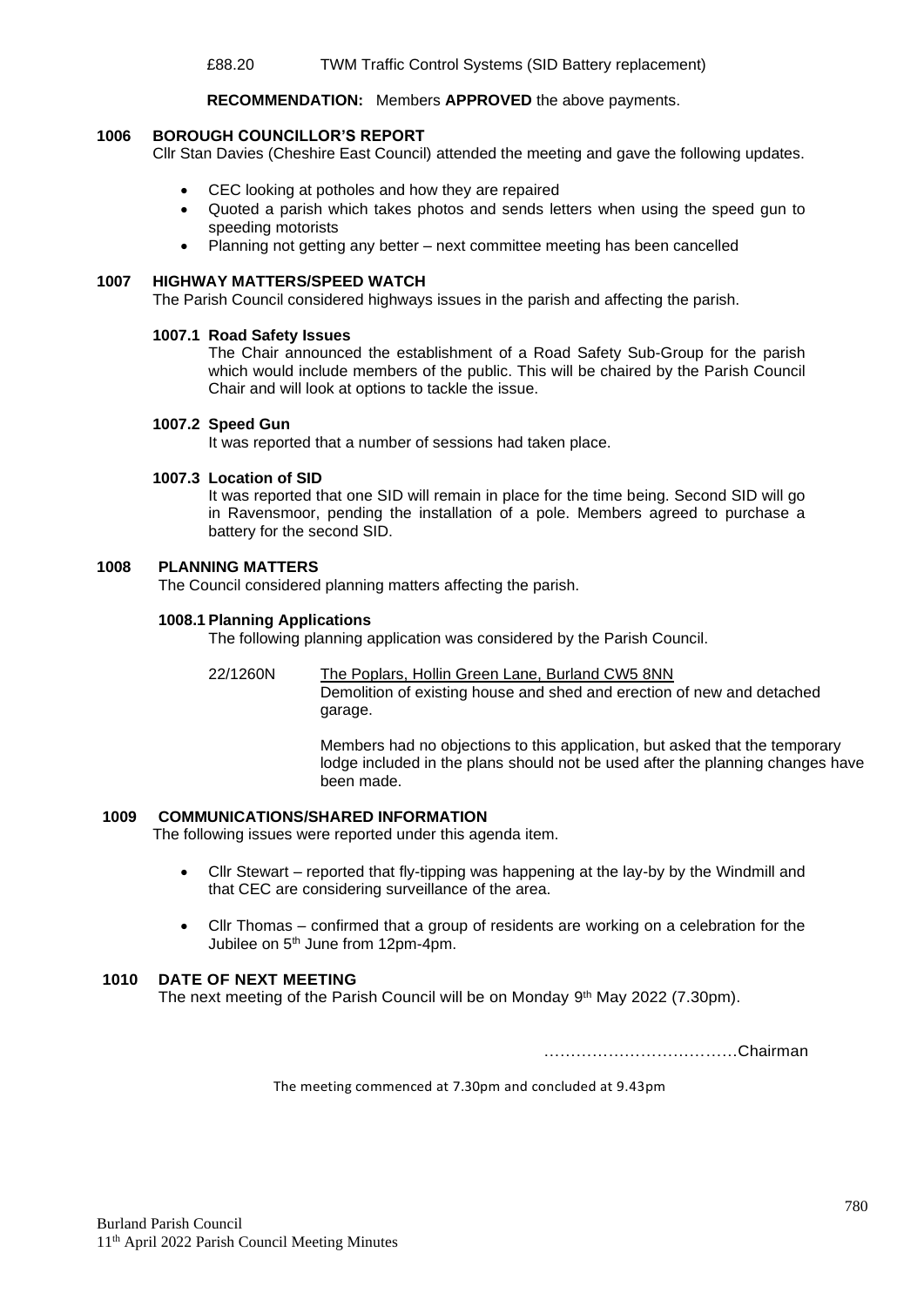£88.20 TWM Traffic Control Systems (SID Battery replacement)

**RECOMMENDATION:** Members **APPROVED** the above payments.

## 1006 BOROUGH COUNCILLOR'S REPORT

Cllr Stan Davies (Cheshire East Council) attended the meeting and gave the following updates.

- CEC looking at potholes and how they are repaired
- Quoted a parish which takes photos and sends letters when using the speed gun to speeding motorists
- Planning not getting any better – next committee meeting has been cancelled

## 1007 HIGHWAY MATTERS/SPEED WATCH

The Parish Council considered highways issues in the parish and affecting the parish.

### 1007.1 Road Safety Issues

The Chair announced the establishment of a Road Safety Sub-Group for the parish which would include members of the public. This will be chaired by the Parish Council Chair and will look at options to tackle the issue.

### 1007.2 Speed Gun

It was reported that a number of sessions had taken place.

### 1007.3 Location of SID

It was reported that one SID will remain in place for the time being. Second SID will go in Ravensmoor, pending the installation of a pole. Members agreed to purchase a battery for the second SID.

## 1008 PLANNING MATTERS

The Council considered planning matters affecting the parish.

### 1008.1 Planning Applications

The following planning application was considered by the Parish Council.

22/1260N The Poplars, Hollin Green Lane, Burland CW5 8NN
Demolition of existing house and shed and erection of new and detached garage.

Members had no objections to this application, but asked that the temporary lodge included in the plans should not be used after the planning changes have been made.

## 1009 COMMUNICATIONS/SHARED INFORMATION

The following issues were reported under this agenda item.

- Cllr Stewart – reported that fly-tipping was happening at the lay-by by the Windmill and that CEC are considering surveillance of the area.
- Cllr Thomas – confirmed that a group of residents are working on a celebration for the Jubilee on 5th June from 12pm-4pm.

## 1010 DATE OF NEXT MEETING

The next meeting of the Parish Council will be on Monday 9th May 2022 (7.30pm).

………………………………Chairman

The meeting commenced at 7.30pm and concluded at 9.43pm